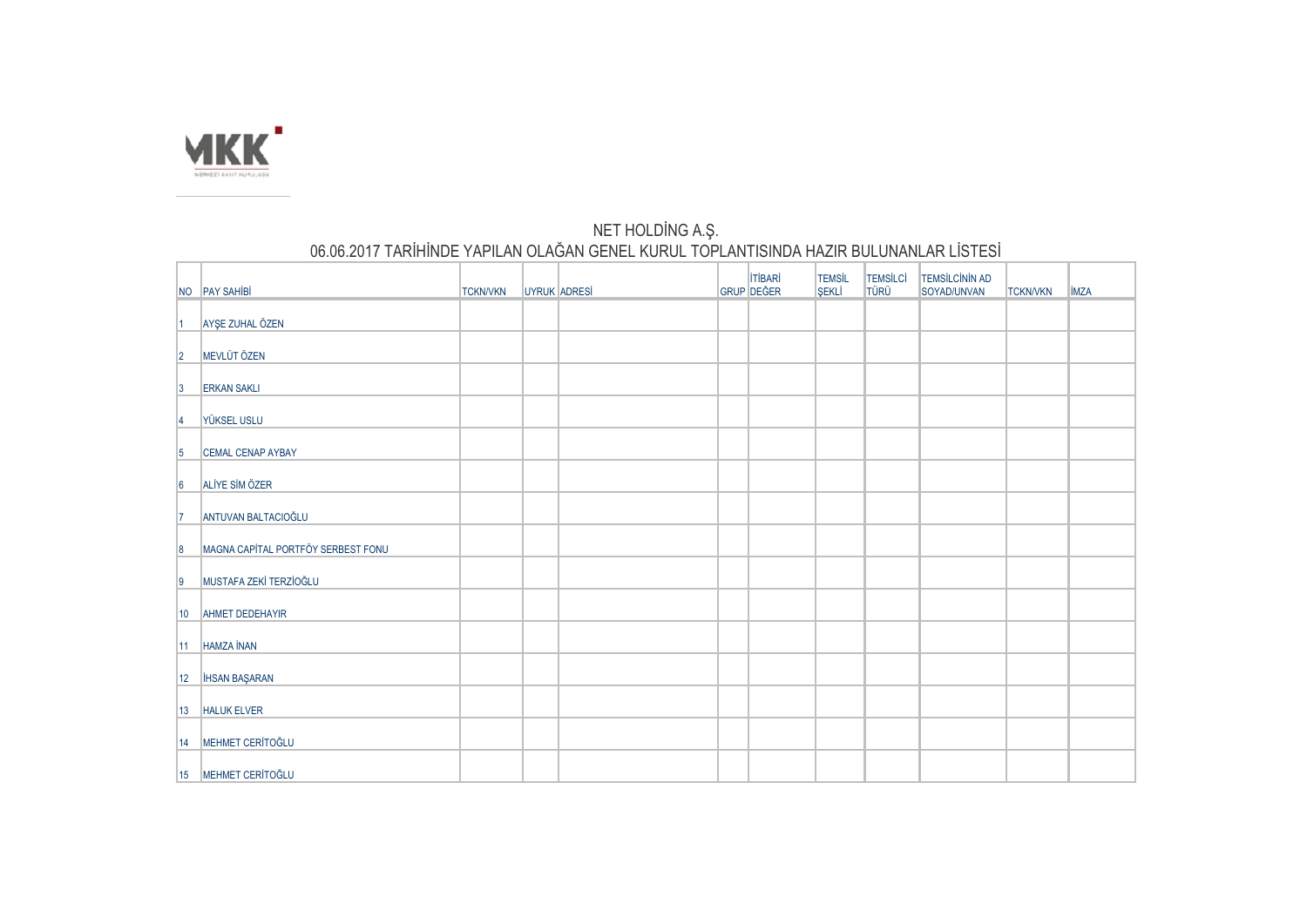# NET HOLDİNG A.Ş.

## 06.06.2017 TARİHİNDE YAPILAN OLAĞAN GENEL KURUL TOPLANTISINDA HAZIR BULUNANLAR LİSTESİ

| NO | PAY SAHİBİ | TCKN/VKN | UYRUK | ADRESİ | GRUP | İTİBARİ DEĞER | TEMSİL ŞEKLİ | TEMSİLCİ TÜRÜ | TEMSİLCİNİN AD SOYAD/UNVAN | TCKN/VKN | İMZA |
|---|---|---|---|---|---|---|---|---|---|---|---|
| 1 | AYŞE ZUHAL ÖZEN | | | | | | | | | | |
| 2 | MEVLÜT ÖZEN | | | | | | | | | | |
| 3 | ERKAN SAKLI | | | | | | | | | | |
| 4 | YÜKSEL USLU | | | | | | | | | | |
| 5 | CEMAL CENAP AYBAY | | | | | | | | | | |
| 6 | ALİYE SİM ÖZER | | | | | | | | | | |
| 7 | ANTUVAN BALTACIOĞLU | | | | | | | | | | |
| 8 | MAGNA CAPİTAL PORTFÖY SERBEST FONU | | | | | | | | | | |
| 9 | MUSTAFA ZEKİ TERZİOĞLU | | | | | | | | | | |
| 10 | AHMET DEDEHAYIR | | | | | | | | | | |
| 11 | HAMZA İNAN | | | | | | | | | | |
| 12 | İHSAN BAŞARAN | | | | | | | | | | |
| 13 | HALUK ELVER | | | | | | | | | | |
| 14 | MEHMET CERİTOĞLU | | | | | | | | | | |
| 15 | MEHMET CERİTOĞLU | | | | | | | | | | |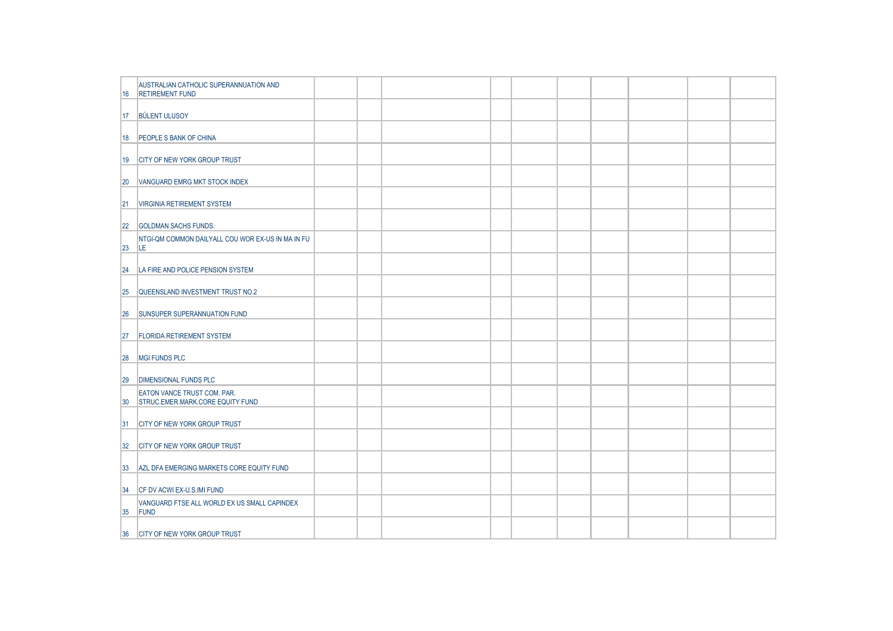| | | | | | | | | | | | |
|---|---|---|---|---|---|---|---|---|---|---|---|
| 16 | AUSTRALIAN CATHOLIC SUPERANNUATION AND RETIREMENT FUND | | | | | | | | | | |
| 17 | BÜLENT ULUSOY | | | | | | | | | | |
| 18 | PEOPLE S BANK OF CHINA | | | | | | | | | | |
| 19 | CITY OF NEW YORK GROUP TRUST | | | | | | | | | | |
| 20 | VANGUARD EMRG MKT STOCK INDEX | | | | | | | | | | |
| 21 | VIRGINIA RETIREMENT SYSTEM | | | | | | | | | | |
| 22 | GOLDMAN SACHS FUNDS. | | | | | | | | | | |
| 23 | NTGI-QM COMMON DAILYALL COU WOR EX-US IN MA IN FU LE | | | | | | | | | | |
| 24 | LA FIRE AND POLICE PENSION SYSTEM | | | | | | | | | | |
| 25 | QUEENSLAND INVESTMENT TRUST NO.2 | | | | | | | | | | |
| 26 | SUNSUPER SUPERANNUATION FUND | | | | | | | | | | |
| 27 | FLORIDA RETIREMENT SYSTEM | | | | | | | | | | |
| 28 | MGI FUNDS PLC | | | | | | | | | | |
| 29 | DIMENSIONAL FUNDS PLC | | | | | | | | | | |
| 30 | EATON VANCE TRUST COM. PAR. STRUC.EMER.MARK.CORE EQUITY FUND | | | | | | | | | | |
| 31 | CITY OF NEW YORK GROUP TRUST | | | | | | | | | | |
| 32 | CITY OF NEW YORK GROUP TRUST | | | | | | | | | | |
| 33 | AZL DFA EMERGING MARKETS CORE EQUITY FUND | | | | | | | | | | |
| 34 | CF DV ACWI EX-U.S.IMI FUND | | | | | | | | | | |
| 35 | VANGUARD FTSE ALL WORLD EX US SMALL CAPINDEX FUND | | | | | | | | | | |
| 36 | CITY OF NEW YORK GROUP TRUST | | | | | | | | | | |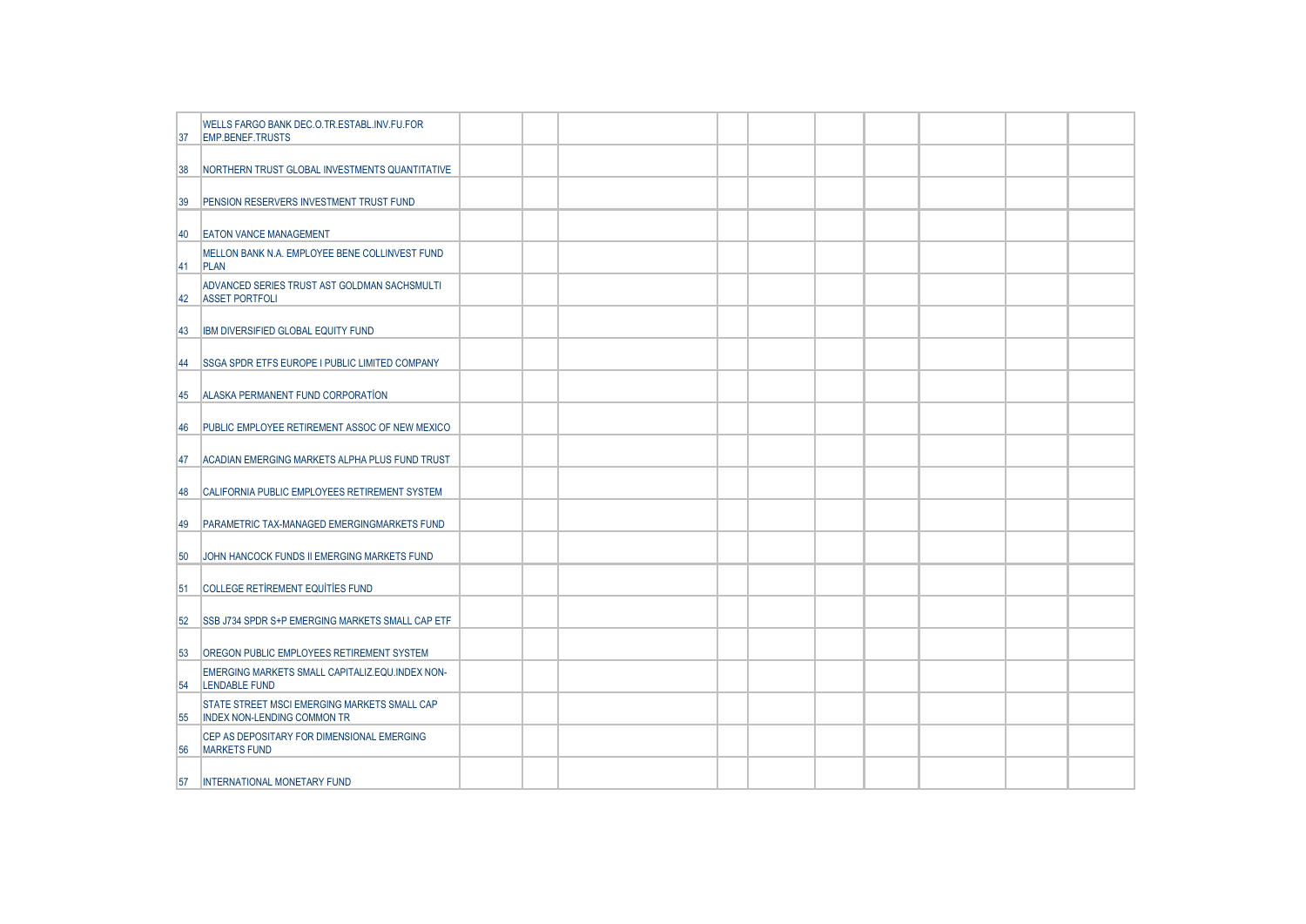| | | | | | | | | | | | |
|---|---|---|---|---|---|---|---|---|---|---|---|
| 37 | WELLS FARGO BANK DEC.O.TR.ESTABL.INV.FU.FOR EMP.BENEF.TRUSTS | | | | | | | | | | |
| 38 | NORTHERN TRUST GLOBAL INVESTMENTS QUANTITATIVE | | | | | | | | | | |
| 39 | PENSION RESERVERS INVESTMENT TRUST FUND | | | | | | | | | | |
| 40 | EATON VANCE MANAGEMENT | | | | | | | | | | |
| 41 | MELLON BANK N.A. EMPLOYEE BENE COLLINVEST FUND PLAN | | | | | | | | | | |
| 42 | ADVANCED SERIES TRUST AST GOLDMAN SACHSMULTI ASSET PORTFOLI | | | | | | | | | | |
| 43 | IBM DIVERSIFIED GLOBAL EQUITY FUND | | | | | | | | | | |
| 44 | SSGA SPDR ETFS EUROPE I PUBLIC LIMITED COMPANY | | | | | | | | | | |
| 45 | ALASKA PERMANENT FUND CORPORATİON | | | | | | | | | | |
| 46 | PUBLIC EMPLOYEE RETIREMENT ASSOC OF NEW MEXICO | | | | | | | | | | |
| 47 | ACADIAN EMERGING MARKETS ALPHA PLUS FUND TRUST | | | | | | | | | | |
| 48 | CALIFORNIA PUBLIC EMPLOYEES RETIREMENT SYSTEM | | | | | | | | | | |
| 49 | PARAMETRIC TAX-MANAGED EMERGINGMARKETS FUND | | | | | | | | | | |
| 50 | JOHN HANCOCK FUNDS II EMERGING MARKETS FUND | | | | | | | | | | |
| 51 | COLLEGE RETİREMENT EQUİTİES FUND | | | | | | | | | | |
| 52 | SSB J734 SPDR S+P EMERGING MARKETS SMALL CAP ETF | | | | | | | | | | |
| 53 | OREGON PUBLIC EMPLOYEES RETIREMENT SYSTEM | | | | | | | | | | |
| 54 | EMERGING MARKETS SMALL CAPITALIZ.EQU.INDEX NON-LENDABLE FUND | | | | | | | | | | |
| 55 | STATE STREET MSCI EMERGING MARKETS SMALL CAP INDEX NON-LENDING COMMON TR | | | | | | | | | | |
| 56 | CEP AS DEPOSITARY FOR DIMENSIONAL EMERGING MARKETS FUND | | | | | | | | | | |
| 57 | INTERNATIONAL MONETARY FUND | | | | | | | | | | |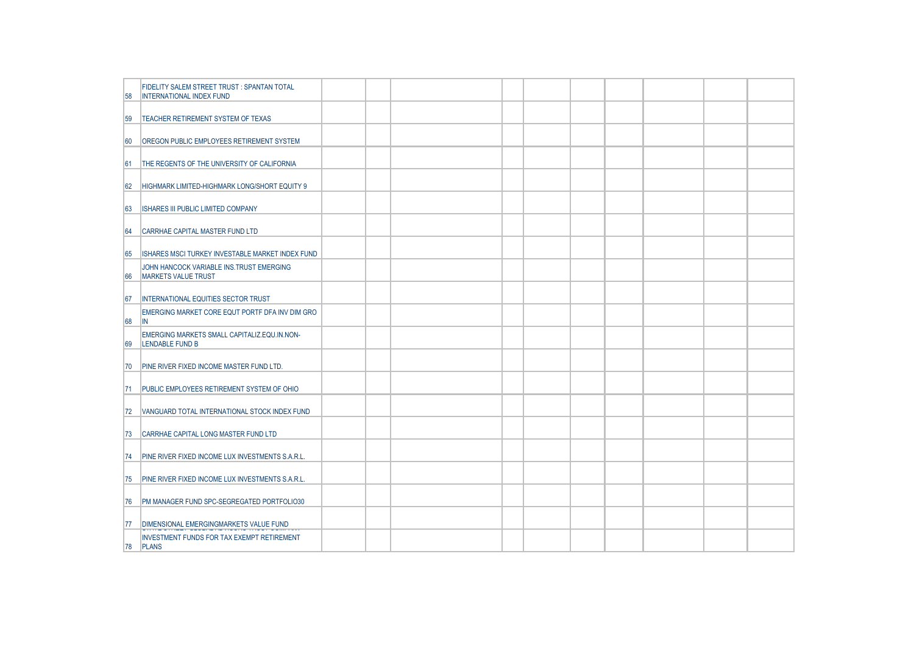| | | | | | | | | | | | |
|---|---|---|---|---|---|---|---|---|---|---|---|
| 58 | FIDELITY SALEM STREET TRUST : SPANTAN TOTAL INTERNATIONAL INDEX FUND | | | | | | | | | | |
| 59 | TEACHER RETIREMENT SYSTEM OF TEXAS | | | | | | | | | | |
| 60 | OREGON PUBLIC EMPLOYEES RETIREMENT SYSTEM | | | | | | | | | | |
| 61 | THE REGENTS OF THE UNIVERSITY OF CALIFORNIA | | | | | | | | | | |
| 62 | HIGHMARK LIMITED-HIGHMARK LONG/SHORT EQUITY 9 | | | | | | | | | | |
| 63 | ISHARES III PUBLIC LIMITED COMPANY | | | | | | | | | | |
| 64 | CARRHAE CAPITAL MASTER FUND LTD | | | | | | | | | | |
| 65 | ISHARES MSCI TURKEY INVESTABLE MARKET INDEX FUND | | | | | | | | | | |
| 66 | JOHN HANCOCK VARIABLE INS.TRUST EMERGING MARKETS VALUE TRUST | | | | | | | | | | |
| 67 | INTERNATIONAL EQUITIES SECTOR TRUST | | | | | | | | | | |
| 68 | EMERGING MARKET CORE EQUT PORTF DFA INV DIM GRO IN | | | | | | | | | | |
| 69 | EMERGING MARKETS SMALL CAPITALIZ.EQU.IN.NON-LENDABLE FUND B | | | | | | | | | | |
| 70 | PINE RIVER FIXED INCOME MASTER FUND LTD. | | | | | | | | | | |
| 71 | PUBLIC EMPLOYEES RETIREMENT SYSTEM OF OHIO | | | | | | | | | | |
| 72 | VANGUARD TOTAL INTERNATIONAL STOCK INDEX FUND | | | | | | | | | | |
| 73 | CARRHAE CAPITAL LONG MASTER FUND LTD | | | | | | | | | | |
| 74 | PINE RIVER FIXED INCOME LUX INVESTMENTS S.A.R.L. | | | | | | | | | | |
| 75 | PINE RIVER FIXED INCOME LUX INVESTMENTS S.A.R.L. | | | | | | | | | | |
| 76 | PM MANAGER FUND SPC-SEGREGATED PORTFOLIO30 | | | | | | | | | | |
| 77 | DIMENSIONAL EMERGINGMARKETS VALUE FUND | | | | | | | | | | |
| 78 | INVESTMENT FUNDS FOR TAX EXEMPT RETIREMENT PLANS | | | | | | | | | | |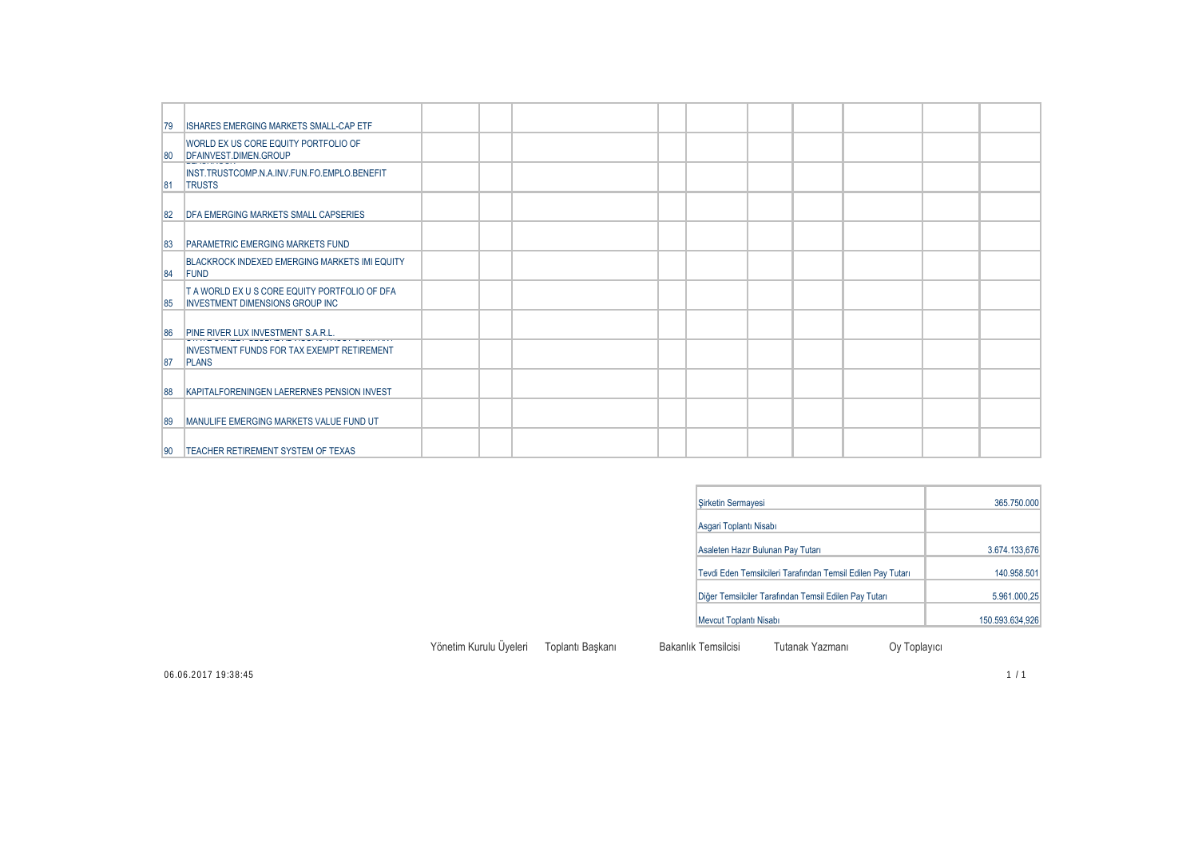| | | | | | | | | | | |
|---|---|---|---|---|---|---|---|---|---|---|
| 79 | ISHARES EMERGING MARKETS SMALL-CAP ETF | | | | | | | | | |
| 80 | WORLD EX US CORE EQUITY PORTFOLIO OF DFAINVEST.DIMEN.GROUP | | | | | | | | | |
| 81 | INST.TRUSTCOMP.N.A.INV.FUN.FO.EMPLO.BENEFIT TRUSTS | | | | | | | | | |
| 82 | DFA EMERGING MARKETS SMALL CAPSERIES | | | | | | | | | |
| 83 | PARAMETRIC EMERGING MARKETS FUND | | | | | | | | | |
| 84 | BLACKROCK INDEXED EMERGING MARKETS IMI EQUITY FUND | | | | | | | | | |
| 85 | T A WORLD EX U S CORE EQUITY PORTFOLIO OF DFA INVESTMENT DIMENSIONS GROUP INC | | | | | | | | | |
| 86 | PINE RIVER LUX INVESTMENT S.A.R.L. | | | | | | | | | |
| 87 | INVESTMENT FUNDS FOR TAX EXEMPT RETIREMENT PLANS | | | | | | | | | |
| 88 | KAPITALFORENINGEN LAERERNES PENSION INVEST | | | | | | | | | |
| 89 | MANULIFE EMERGING MARKETS VALUE FUND UT | | | | | | | | | |
| 90 | TEACHER RETIREMENT SYSTEM OF TEXAS | | | | | | | | | |

| | |
|---|---|
| Şirketin Sermayesi | 365.750.000 |
| Asgari Toplantı Nisabı | |
| Asaleten Hazır Bulunan Pay Tutarı | 3.674.133,676 |
| Tevdi Eden Temsilcileri Tarafından Temsil Edilen Pay Tutarı | 140.958.501 |
| Diğer Temsilciler Tarafından Temsil Edilen Pay Tutarı | 5.961.000,25 |
| Mevcut Toplantı Nisabı | 150.593.634,926 |

Yönetim Kurulu Üyeleri &nbsp;&nbsp; Toplantı Başkanı &nbsp;&nbsp; Bakanlık Temsilcisi &nbsp;&nbsp; Tutanak Yazmanı &nbsp;&nbsp; Oy Toplayıcı

06.06.2017 19:38:45